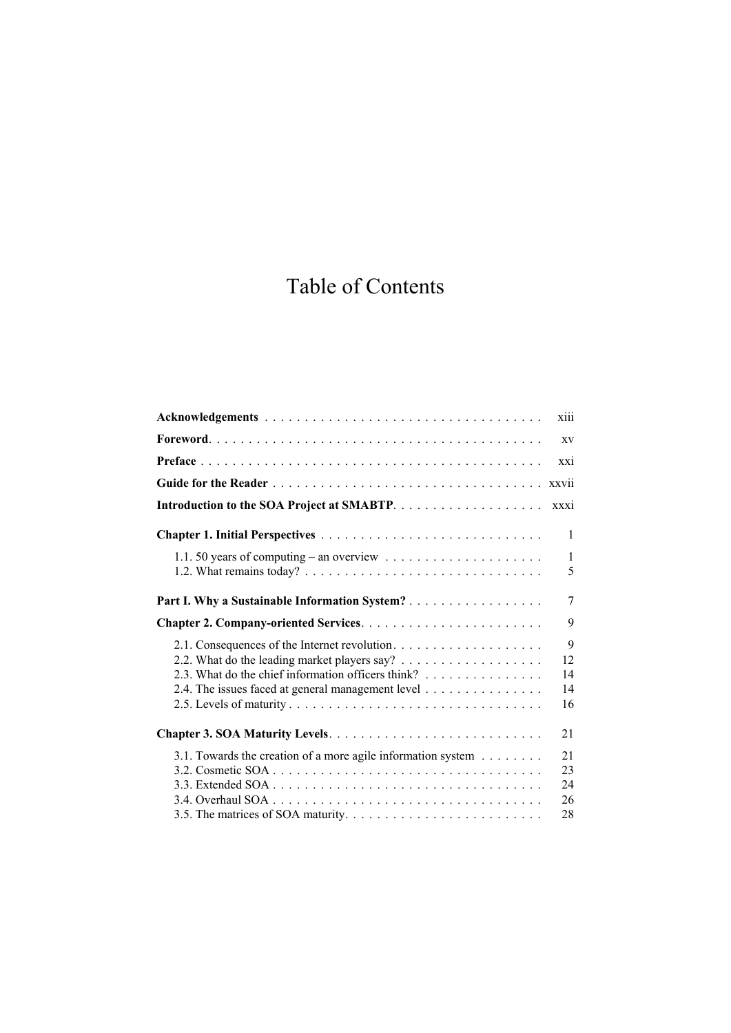# Table of Contents

**Acknowledgements** . . . . . . . . . . . . . . . . . . . . . . . . . . . . . . . . . . . xiii

**Foreword** . . . . . . . . . . . . . . . . . . . . . . . . . . . . . . . . . . . . . . . . . . xv

**Preface** . . . . . . . . . . . . . . . . . . . . . . . . . . . . . . . . . . . . . . . . . . . xxi

**Guide for the Reader** . . . . . . . . . . . . . . . . . . . . . . . . . . . . . . . . . . xxvii

**Introduction to the SOA Project at SMABTP** . . . . . . . . . . . . . . . . . . . xxxi

**Chapter 1. Initial Perspectives** . . . . . . . . . . . . . . . . . . . . . . . . . . . . 1

- 1.1. 50 years of computing – an overview . . . . . . . . . . . . . . . . . . . . 1
- 1.2. What remains today? . . . . . . . . . . . . . . . . . . . . . . . . . . . . . . 5

**Part I. Why a Sustainable Information System?** . . . . . . . . . . . . . . . . . 7

**Chapter 2. Company-oriented Services** . . . . . . . . . . . . . . . . . . . . . . . 9

- 2.1. Consequences of the Internet revolution . . . . . . . . . . . . . . . . . . . 9
- 2.2. What do the leading market players say? . . . . . . . . . . . . . . . . . . 12
- 2.3. What do the chief information officers think? . . . . . . . . . . . . . . . 14
- 2.4. The issues faced at general management level . . . . . . . . . . . . . . . 14
- 2.5. Levels of maturity . . . . . . . . . . . . . . . . . . . . . . . . . . . . . . . . 16

**Chapter 3. SOA Maturity Levels** . . . . . . . . . . . . . . . . . . . . . . . . . . . 21

- 3.1. Towards the creation of a more agile information system . . . . . . . . 21
- 3.2. Cosmetic SOA . . . . . . . . . . . . . . . . . . . . . . . . . . . . . . . . . . 23
- 3.3. Extended SOA . . . . . . . . . . . . . . . . . . . . . . . . . . . . . . . . . . 24
- 3.4. Overhaul SOA . . . . . . . . . . . . . . . . . . . . . . . . . . . . . . . . . . 26
- 3.5. The matrices of SOA maturity . . . . . . . . . . . . . . . . . . . . . . . . . 28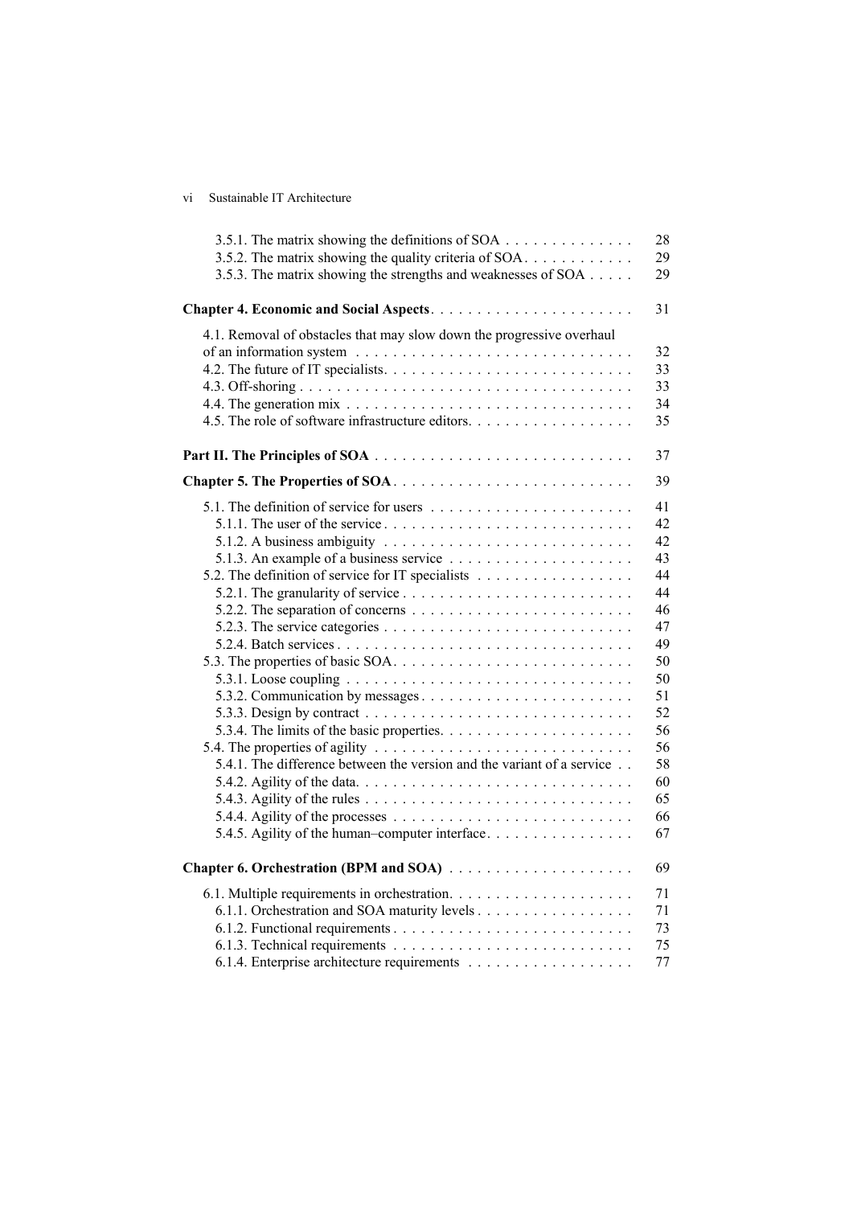3.5.1. The matrix showing the definitions of SOA . . . . . . . . . . . . . . 28
3.5.2. The matrix showing the quality criteria of SOA. . . . . . . . . . . . 29
3.5.3. The matrix showing the strengths and weaknesses of SOA . . . . . 29

**Chapter 4. Economic and Social Aspects** . . . . . . . . . . . . . . . . . . . . . . 31

4.1. Removal of obstacles that may slow down the progressive overhaul of an information system . . . . . . . . . . . . . . . . . . . . . . . . . . . . . . 32
4.2. The future of IT specialists. . . . . . . . . . . . . . . . . . . . . . . . . . . 33
4.3. Off-shoring . . . . . . . . . . . . . . . . . . . . . . . . . . . . . . . . . . . 33
4.4. The generation mix . . . . . . . . . . . . . . . . . . . . . . . . . . . . . . 34
4.5. The role of software infrastructure editors. . . . . . . . . . . . . . . . . . 35

**Part II. The Principles of SOA** . . . . . . . . . . . . . . . . . . . . . . . . . . . 37

**Chapter 5. The Properties of SOA** . . . . . . . . . . . . . . . . . . . . . . . . . 39

5.1. The definition of service for users . . . . . . . . . . . . . . . . . . . . . . 41
5.1.1. The user of the service . . . . . . . . . . . . . . . . . . . . . . . . . . . 42
5.1.2. A business ambiguity . . . . . . . . . . . . . . . . . . . . . . . . . . . 42
5.1.3. An example of a business service . . . . . . . . . . . . . . . . . . . . 43
5.2. The definition of service for IT specialists . . . . . . . . . . . . . . . . . 44
5.2.1. The granularity of service . . . . . . . . . . . . . . . . . . . . . . . . . 44
5.2.2. The separation of concerns . . . . . . . . . . . . . . . . . . . . . . . . 46
5.2.3. The service categories . . . . . . . . . . . . . . . . . . . . . . . . . . . 47
5.2.4. Batch services . . . . . . . . . . . . . . . . . . . . . . . . . . . . . . . 49
5.3. The properties of basic SOA. . . . . . . . . . . . . . . . . . . . . . . . . . 50
5.3.1. Loose coupling . . . . . . . . . . . . . . . . . . . . . . . . . . . . . . . 50
5.3.2. Communication by messages . . . . . . . . . . . . . . . . . . . . . . . 51
5.3.3. Design by contract . . . . . . . . . . . . . . . . . . . . . . . . . . . . . 52
5.3.4. The limits of the basic properties. . . . . . . . . . . . . . . . . . . . . 56
5.4. The properties of agility . . . . . . . . . . . . . . . . . . . . . . . . . . . . 56
5.4.1. The difference between the version and the variant of a service . . 58
5.4.2. Agility of the data. . . . . . . . . . . . . . . . . . . . . . . . . . . . . . 60
5.4.3. Agility of the rules . . . . . . . . . . . . . . . . . . . . . . . . . . . . . 65
5.4.4. Agility of the processes . . . . . . . . . . . . . . . . . . . . . . . . . . 66
5.4.5. Agility of the human–computer interface. . . . . . . . . . . . . . . . 67

**Chapter 6. Orchestration (BPM and SOA)** . . . . . . . . . . . . . . . . . . . . 69

6.1. Multiple requirements in orchestration. . . . . . . . . . . . . . . . . . . . 71
6.1.1. Orchestration and SOA maturity levels . . . . . . . . . . . . . . . . . 71
6.1.2. Functional requirements . . . . . . . . . . . . . . . . . . . . . . . . . . 73
6.1.3. Technical requirements . . . . . . . . . . . . . . . . . . . . . . . . . . 75
6.1.4. Enterprise architecture requirements . . . . . . . . . . . . . . . . . . 77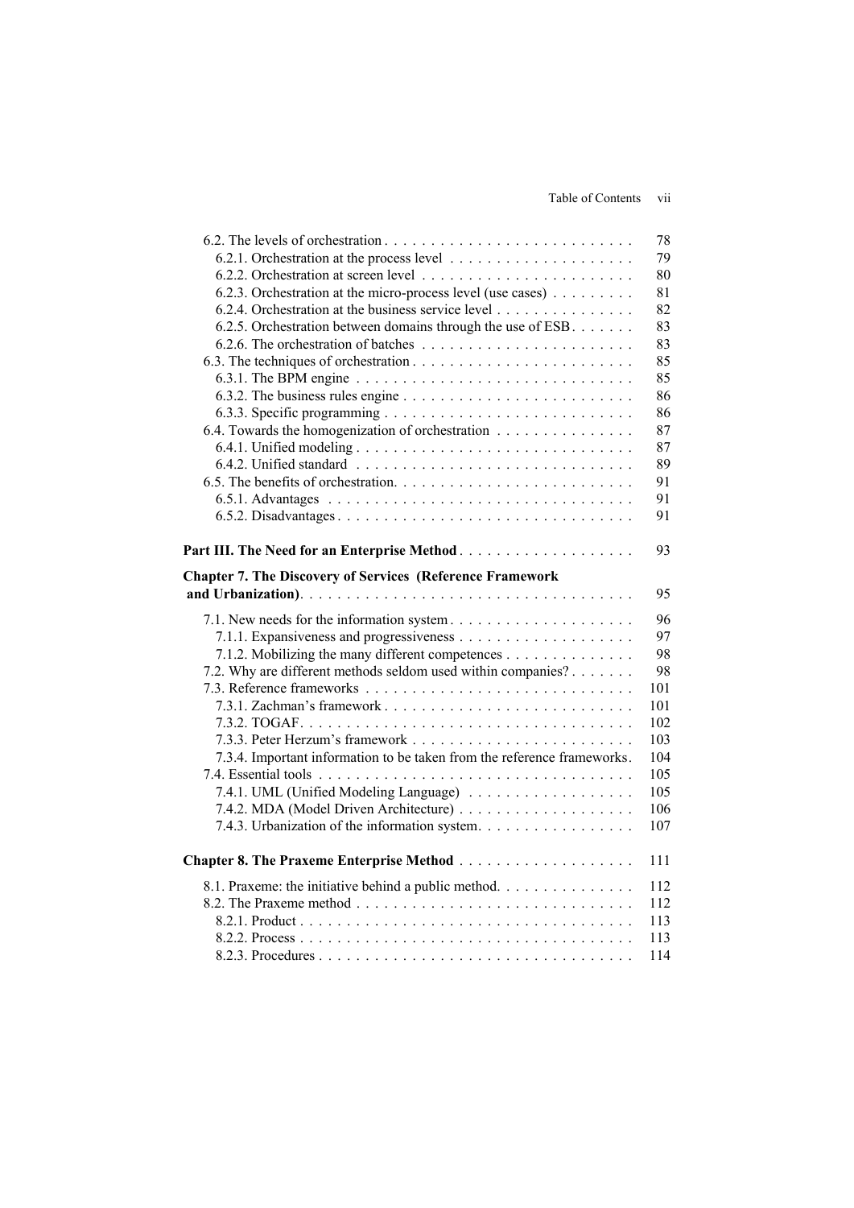6.2. The levels of orchestration . . . . . . . . . . . . . . . . . . . . . . . . . . . 78
6.2.1. Orchestration at the process level . . . . . . . . . . . . . . . . . . . . 79
6.2.2. Orchestration at screen level . . . . . . . . . . . . . . . . . . . . . . . 80
6.2.3. Orchestration at the micro-process level (use cases) . . . . . . . . . 81
6.2.4. Orchestration at the business service level . . . . . . . . . . . . . . . 82
6.2.5. Orchestration between domains through the use of ESB. . . . . . . 83
6.2.6. The orchestration of batches . . . . . . . . . . . . . . . . . . . . . . . 83
6.3. The techniques of orchestration . . . . . . . . . . . . . . . . . . . . . . . . 85
6.3.1. The BPM engine . . . . . . . . . . . . . . . . . . . . . . . . . . . . . . 85
6.3.2. The business rules engine . . . . . . . . . . . . . . . . . . . . . . . . . 86
6.3.3. Specific programming . . . . . . . . . . . . . . . . . . . . . . . . . . . 86
6.4. Towards the homogenization of orchestration . . . . . . . . . . . . . . . 87
6.4.1. Unified modeling . . . . . . . . . . . . . . . . . . . . . . . . . . . . . . 87
6.4.2. Unified standard . . . . . . . . . . . . . . . . . . . . . . . . . . . . . . 89
6.5. The benefits of orchestration. . . . . . . . . . . . . . . . . . . . . . . . . . 91
6.5.1. Advantages . . . . . . . . . . . . . . . . . . . . . . . . . . . . . . . . . 91
6.5.2. Disadvantages . . . . . . . . . . . . . . . . . . . . . . . . . . . . . . . . 91

**Part III. The Need for an Enterprise Method** . . . . . . . . . . . . . . . . . . . 93

**Chapter 7. The Discovery of Services (Reference Framework and Urbanization)**. . . . . . . . . . . . . . . . . . . . . . . . . . . . . . . . . . . . 95

7.1. New needs for the information system . . . . . . . . . . . . . . . . . . . . 96
7.1.1. Expansiveness and progressiveness . . . . . . . . . . . . . . . . . . . 97
7.1.2. Mobilizing the many different competences . . . . . . . . . . . . . 98
7.2. Why are different methods seldom used within companies? . . . . . . . 98
7.3. Reference frameworks . . . . . . . . . . . . . . . . . . . . . . . . . . . . . 101
7.3.1. Zachman's framework . . . . . . . . . . . . . . . . . . . . . . . . . . . 101
7.3.2. TOGAF. . . . . . . . . . . . . . . . . . . . . . . . . . . . . . . . . . . . 102
7.3.3. Peter Herzum's framework . . . . . . . . . . . . . . . . . . . . . . . . 103
7.3.4. Important information to be taken from the reference frameworks. 104
7.4. Essential tools . . . . . . . . . . . . . . . . . . . . . . . . . . . . . . . . . . 105
7.4.1. UML (Unified Modeling Language) . . . . . . . . . . . . . . . . . . 105
7.4.2. MDA (Model Driven Architecture) . . . . . . . . . . . . . . . . . . . 106
7.4.3. Urbanization of the information system. . . . . . . . . . . . . . . . . 107

**Chapter 8. The Praxeme Enterprise Method** . . . . . . . . . . . . . . . . . . . 111

8.1. Praxeme: the initiative behind a public method. . . . . . . . . . . . . . . 112
8.2. The Praxeme method . . . . . . . . . . . . . . . . . . . . . . . . . . . . . . 112
8.2.1. Product . . . . . . . . . . . . . . . . . . . . . . . . . . . . . . . . . . . . 113
8.2.2. Process . . . . . . . . . . . . . . . . . . . . . . . . . . . . . . . . . . . . 113
8.2.3. Procedures . . . . . . . . . . . . . . . . . . . . . . . . . . . . . . . . . . 114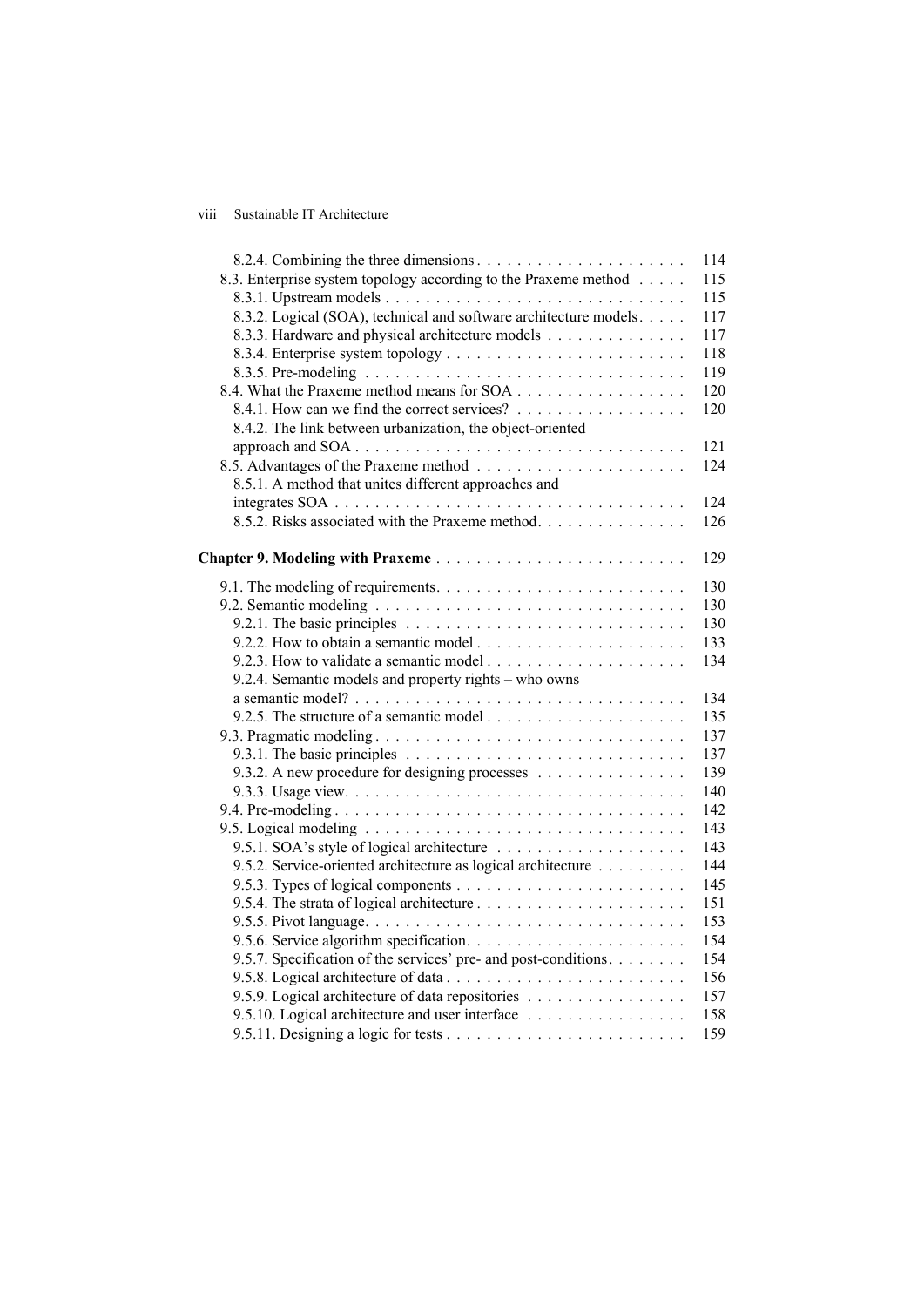8.2.4. Combining the three dimensions . . . . . . . . . . . . . . . . . . . . . 114
8.3. Enterprise system topology according to the Praxeme method . . . . . 115
8.3.1. Upstream models . . . . . . . . . . . . . . . . . . . . . . . . . . . . . . 115
8.3.2. Logical (SOA), technical and software architecture models. . . . . 117
8.3.3. Hardware and physical architecture models . . . . . . . . . . . . . . 117
8.3.4. Enterprise system topology . . . . . . . . . . . . . . . . . . . . . . . . 118
8.3.5. Pre-modeling . . . . . . . . . . . . . . . . . . . . . . . . . . . . . . . . 119
8.4. What the Praxeme method means for SOA . . . . . . . . . . . . . . . . . 120
8.4.1. How can we find the correct services? . . . . . . . . . . . . . . . . . 120
8.4.2. The link between urbanization, the object-oriented approach and SOA . . . . . . . . . . . . . . . . . . . . . . . . . . . . . . . . . 121
8.5. Advantages of the Praxeme method . . . . . . . . . . . . . . . . . . . . . 124
8.5.1. A method that unites different approaches and integrates SOA . . . . . . . . . . . . . . . . . . . . . . . . . . . . . . . . . . . 124
8.5.2. Risks associated with the Praxeme method. . . . . . . . . . . . . . . 126

**Chapter 9. Modeling with Praxeme** . . . . . . . . . . . . . . . . . . . . . . . . . 129

9.1. The modeling of requirements. . . . . . . . . . . . . . . . . . . . . . . . . 130
9.2. Semantic modeling . . . . . . . . . . . . . . . . . . . . . . . . . . . . . . . 130
9.2.1. The basic principles . . . . . . . . . . . . . . . . . . . . . . . . . . . . 130
9.2.2. How to obtain a semantic model . . . . . . . . . . . . . . . . . . . . . 133
9.2.3. How to validate a semantic model . . . . . . . . . . . . . . . . . . . . 134
9.2.4. Semantic models and property rights – who owns a semantic model? . . . . . . . . . . . . . . . . . . . . . . . . . . . . . . . . . 134
9.2.5. The structure of a semantic model . . . . . . . . . . . . . . . . . . . . 135
9.3. Pragmatic modeling . . . . . . . . . . . . . . . . . . . . . . . . . . . . . . . 137
9.3.1. The basic principles . . . . . . . . . . . . . . . . . . . . . . . . . . . . 137
9.3.2. A new procedure for designing processes . . . . . . . . . . . . . . . 139
9.3.3. Usage view. . . . . . . . . . . . . . . . . . . . . . . . . . . . . . . . . . 140
9.4. Pre-modeling . . . . . . . . . . . . . . . . . . . . . . . . . . . . . . . . . . . 142
9.5. Logical modeling . . . . . . . . . . . . . . . . . . . . . . . . . . . . . . . . 143
9.5.1. SOA's style of logical architecture . . . . . . . . . . . . . . . . . . . 143
9.5.2. Service-oriented architecture as logical architecture . . . . . . . . . 144
9.5.3. Types of logical components . . . . . . . . . . . . . . . . . . . . . . . 145
9.5.4. The strata of logical architecture . . . . . . . . . . . . . . . . . . . . . 151
9.5.5. Pivot language. . . . . . . . . . . . . . . . . . . . . . . . . . . . . . . . 153
9.5.6. Service algorithm specification. . . . . . . . . . . . . . . . . . . . . . 154
9.5.7. Specification of the services' pre- and post-conditions. . . . . . . . 154
9.5.8. Logical architecture of data . . . . . . . . . . . . . . . . . . . . . . . . 156
9.5.9. Logical architecture of data repositories . . . . . . . . . . . . . . . . 157
9.5.10. Logical architecture and user interface . . . . . . . . . . . . . . . . 158
9.5.11. Designing a logic for tests . . . . . . . . . . . . . . . . . . . . . . . . 159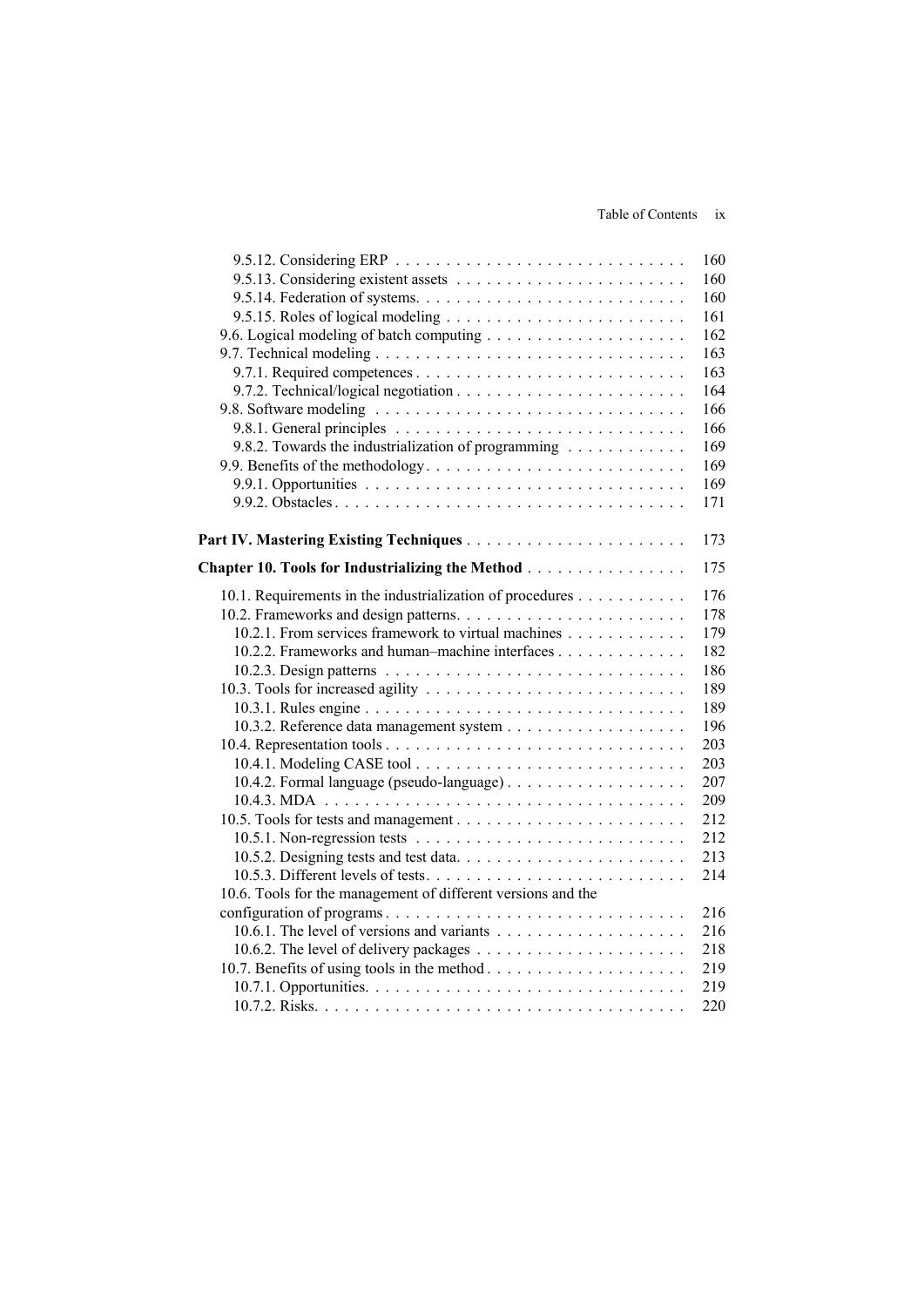9.5.12. Considering ERP . . . . . . . . . . . . . . . . . . . . . . . . . . . . . 160
9.5.13. Considering existent assets . . . . . . . . . . . . . . . . . . . . . . . 160
9.5.14. Federation of systems. . . . . . . . . . . . . . . . . . . . . . . . . . . 160
9.5.15. Roles of logical modeling . . . . . . . . . . . . . . . . . . . . . . . . 161
9.6. Logical modeling of batch computing . . . . . . . . . . . . . . . . . . . . 162
9.7. Technical modeling . . . . . . . . . . . . . . . . . . . . . . . . . . . . . . 163
9.7.1. Required competences . . . . . . . . . . . . . . . . . . . . . . . . . . 163
9.7.2. Technical/logical negotiation . . . . . . . . . . . . . . . . . . . . . . . 164
9.8. Software modeling . . . . . . . . . . . . . . . . . . . . . . . . . . . . . . 166
9.8.1. General principles . . . . . . . . . . . . . . . . . . . . . . . . . . . . 166
9.8.2. Towards the industrialization of programming . . . . . . . . . . . . 169
9.9. Benefits of the methodology. . . . . . . . . . . . . . . . . . . . . . . . . . 169
9.9.1. Opportunities . . . . . . . . . . . . . . . . . . . . . . . . . . . . . . . 169
9.9.2. Obstacles . . . . . . . . . . . . . . . . . . . . . . . . . . . . . . . . . . 171

**Part IV. Mastering Existing Techniques** . . . . . . . . . . . . . . . . . . . . . . 173

**Chapter 10. Tools for Industrializing the Method** . . . . . . . . . . . . . . . . 175

10.1. Requirements in the industrialization of procedures . . . . . . . . . . . 176
10.2. Frameworks and design patterns. . . . . . . . . . . . . . . . . . . . . . . 178
10.2.1. From services framework to virtual machines . . . . . . . . . . . . 179
10.2.2. Frameworks and human–machine interfaces . . . . . . . . . . . . . 182
10.2.3. Design patterns . . . . . . . . . . . . . . . . . . . . . . . . . . . . . 186
10.3. Tools for increased agility . . . . . . . . . . . . . . . . . . . . . . . . . . 189
10.3.1. Rules engine . . . . . . . . . . . . . . . . . . . . . . . . . . . . . . . 189
10.3.2. Reference data management system . . . . . . . . . . . . . . . . . . 196
10.4. Representation tools . . . . . . . . . . . . . . . . . . . . . . . . . . . . . 203
10.4.1. Modeling CASE tool . . . . . . . . . . . . . . . . . . . . . . . . . . . 203
10.4.2. Formal language (pseudo-language) . . . . . . . . . . . . . . . . . . 207
10.4.3. MDA . . . . . . . . . . . . . . . . . . . . . . . . . . . . . . . . . . . 209
10.5. Tools for tests and management . . . . . . . . . . . . . . . . . . . . . . . 212
10.5.1. Non-regression tests . . . . . . . . . . . . . . . . . . . . . . . . . . . 212
10.5.2. Designing tests and test data. . . . . . . . . . . . . . . . . . . . . . . 213
10.5.3. Different levels of tests. . . . . . . . . . . . . . . . . . . . . . . . . . 214
10.6. Tools for the management of different versions and the configuration of programs . . . . . . . . . . . . . . . . . . . . . . . . . . . . . . 216
10.6.1. The level of versions and variants . . . . . . . . . . . . . . . . . . . 216
10.6.2. The level of delivery packages . . . . . . . . . . . . . . . . . . . . . 218
10.7. Benefits of using tools in the method . . . . . . . . . . . . . . . . . . . . 219
10.7.1. Opportunities. . . . . . . . . . . . . . . . . . . . . . . . . . . . . . . . 219
10.7.2. Risks. . . . . . . . . . . . . . . . . . . . . . . . . . . . . . . . . . . . . 220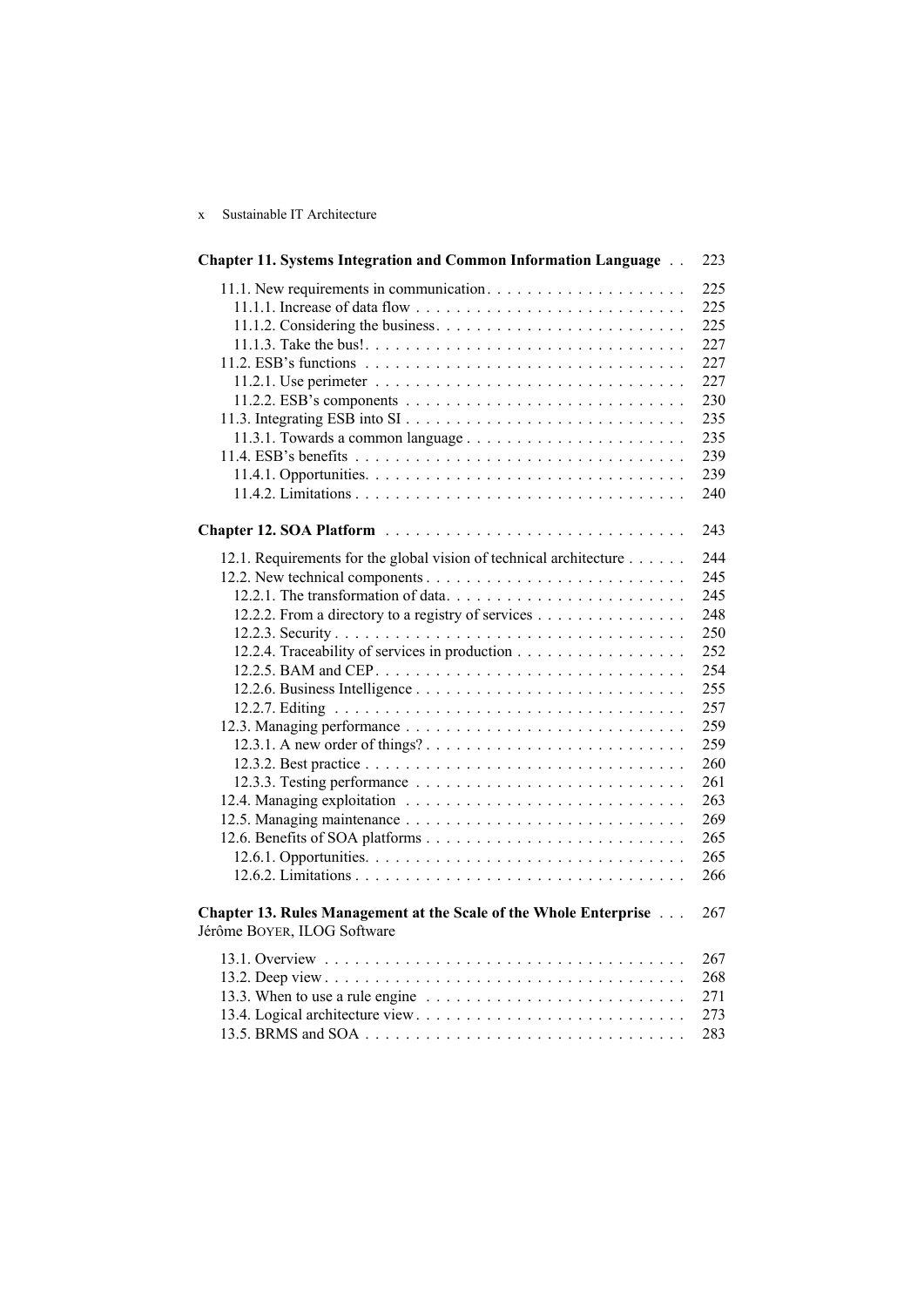**Chapter 11. Systems Integration and Common Information Language** . . 223

11.1. New requirements in communication . . . . . . . . . . . . . . . . . . . . 225
11.1.1. Increase of data flow . . . . . . . . . . . . . . . . . . . . . . . . . . . 225
11.1.2. Considering the business . . . . . . . . . . . . . . . . . . . . . . . . . 225
11.1.3. Take the bus! . . . . . . . . . . . . . . . . . . . . . . . . . . . . . . . 227
11.2. ESB's functions . . . . . . . . . . . . . . . . . . . . . . . . . . . . . . . 227
11.2.1. Use perimeter . . . . . . . . . . . . . . . . . . . . . . . . . . . . . . 227
11.2.2. ESB's components . . . . . . . . . . . . . . . . . . . . . . . . . . . 230
11.3. Integrating ESB into SI . . . . . . . . . . . . . . . . . . . . . . . . . . . 235
11.3.1. Towards a common language . . . . . . . . . . . . . . . . . . . . . 235
11.4. ESB's benefits . . . . . . . . . . . . . . . . . . . . . . . . . . . . . . . . 239
11.4.1. Opportunities. . . . . . . . . . . . . . . . . . . . . . . . . . . . . . . 239
11.4.2. Limitations . . . . . . . . . . . . . . . . . . . . . . . . . . . . . . . . 240

**Chapter 12. SOA Platform** . . . . . . . . . . . . . . . . . . . . . . . . . . . . 243

12.1. Requirements for the global vision of technical architecture . . . . . . 244
12.2. New technical components . . . . . . . . . . . . . . . . . . . . . . . . . 245
12.2.1. The transformation of data. . . . . . . . . . . . . . . . . . . . . . . . 245
12.2.2. From a directory to a registry of services . . . . . . . . . . . . . . . 248
12.2.3. Security . . . . . . . . . . . . . . . . . . . . . . . . . . . . . . . . . . 250
12.2.4. Traceability of services in production . . . . . . . . . . . . . . . . . 252
12.2.5. BAM and CEP . . . . . . . . . . . . . . . . . . . . . . . . . . . . . . 254
12.2.6. Business Intelligence . . . . . . . . . . . . . . . . . . . . . . . . . . 255
12.2.7. Editing . . . . . . . . . . . . . . . . . . . . . . . . . . . . . . . . . . 257
12.3. Managing performance . . . . . . . . . . . . . . . . . . . . . . . . . . . 259
12.3.1. A new order of things? . . . . . . . . . . . . . . . . . . . . . . . . . 259
12.3.2. Best practice . . . . . . . . . . . . . . . . . . . . . . . . . . . . . . . 260
12.3.3. Testing performance . . . . . . . . . . . . . . . . . . . . . . . . . . . 261
12.4. Managing exploitation . . . . . . . . . . . . . . . . . . . . . . . . . . . 263
12.5. Managing maintenance . . . . . . . . . . . . . . . . . . . . . . . . . . . 269
12.6. Benefits of SOA platforms . . . . . . . . . . . . . . . . . . . . . . . . . 265
12.6.1. Opportunities. . . . . . . . . . . . . . . . . . . . . . . . . . . . . . . 265
12.6.2. Limitations . . . . . . . . . . . . . . . . . . . . . . . . . . . . . . . . 266

**Chapter 13. Rules Management at the Scale of the Whole Enterprise** . . . 267
Jérôme BOYER, ILOG Software

13.1. Overview . . . . . . . . . . . . . . . . . . . . . . . . . . . . . . . . . . . 267
13.2. Deep view . . . . . . . . . . . . . . . . . . . . . . . . . . . . . . . . . . 268
13.3. When to use a rule engine . . . . . . . . . . . . . . . . . . . . . . . . . 271
13.4. Logical architecture view . . . . . . . . . . . . . . . . . . . . . . . . . . 273
13.5. BRMS and SOA . . . . . . . . . . . . . . . . . . . . . . . . . . . . . . . 283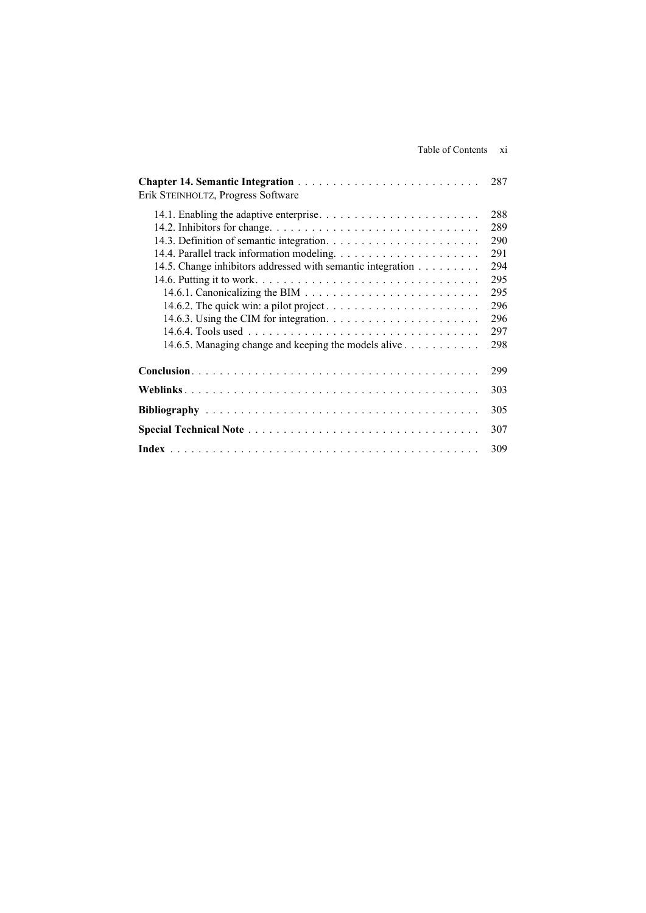**Chapter 14. Semantic Integration** . . . . . . . . . . . . . . . . . . . . . . . . . . 287
Erik STEINHOLTZ, Progress Software

14.1. Enabling the adaptive enterprise . . . . . . . . . . . . . . . . . . . . . . . 288
14.2. Inhibitors for change . . . . . . . . . . . . . . . . . . . . . . . . . . . . . . 289
14.3. Definition of semantic integration . . . . . . . . . . . . . . . . . . . . . . 290
14.4. Parallel track information modeling . . . . . . . . . . . . . . . . . . . . . 291
14.5. Change inhibitors addressed with semantic integration . . . . . . . . . 294
14.6. Putting it to work . . . . . . . . . . . . . . . . . . . . . . . . . . . . . . . 295
14.6.1. Canonicalizing the BIM . . . . . . . . . . . . . . . . . . . . . . . . . 295
14.6.2. The quick win: a pilot project . . . . . . . . . . . . . . . . . . . . . . 296
14.6.3. Using the CIM for integration . . . . . . . . . . . . . . . . . . . . . . 296
14.6.4. Tools used . . . . . . . . . . . . . . . . . . . . . . . . . . . . . . . . . 297
14.6.5. Managing change and keeping the models alive . . . . . . . . . . . 298

**Conclusion** . . . . . . . . . . . . . . . . . . . . . . . . . . . . . . . . . . . . . . . . 299

**Weblinks** . . . . . . . . . . . . . . . . . . . . . . . . . . . . . . . . . . . . . . . . . 303

**Bibliography** . . . . . . . . . . . . . . . . . . . . . . . . . . . . . . . . . . . . . . 305

**Special Technical Note** . . . . . . . . . . . . . . . . . . . . . . . . . . . . . . . . 307

**Index** . . . . . . . . . . . . . . . . . . . . . . . . . . . . . . . . . . . . . . . . . . . 309